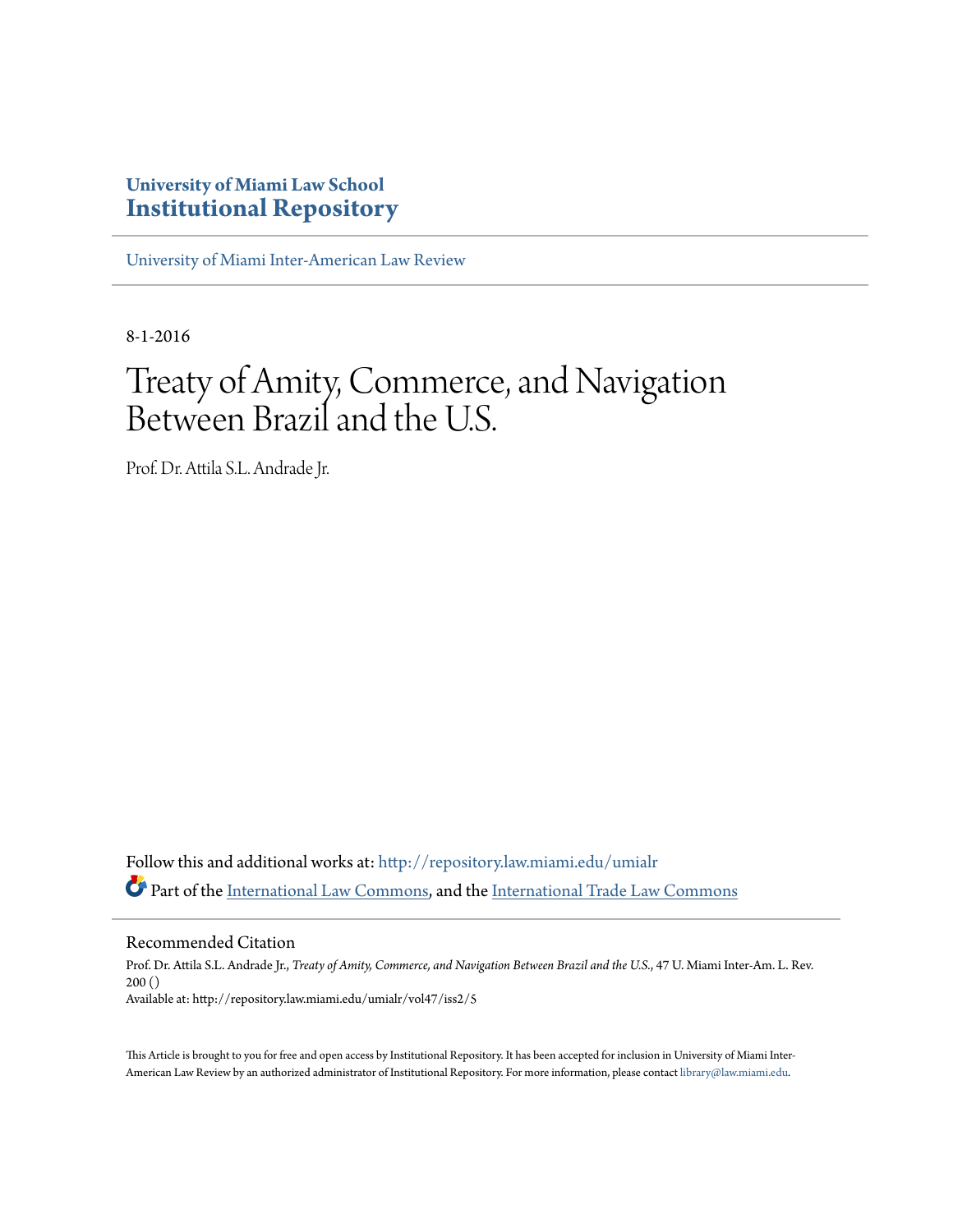University of Miami Law School
**Institutional Repository**

University of Miami Inter-American Law Review

8-1-2016

# Treaty of Amity, Commerce, and Navigation Between Brazil and the U.S.

Prof. Dr. Attila S.L. Andrade Jr.

Follow this and additional works at: http://repository.law.miami.edu/umialr

Part of the International Law Commons, and the International Trade Law Commons

## Recommended Citation

Prof. Dr. Attila S.L. Andrade Jr., *Treaty of Amity, Commerce, and Navigation Between Brazil and the U.S.*, 47 U. Miami Inter-Am. L. Rev. 200 ()
Available at: http://repository.law.miami.edu/umialr/vol47/iss2/5

This Article is brought to you for free and open access by Institutional Repository. It has been accepted for inclusion in University of Miami Inter-American Law Review by an authorized administrator of Institutional Repository. For more information, please contact library@law.miami.edu.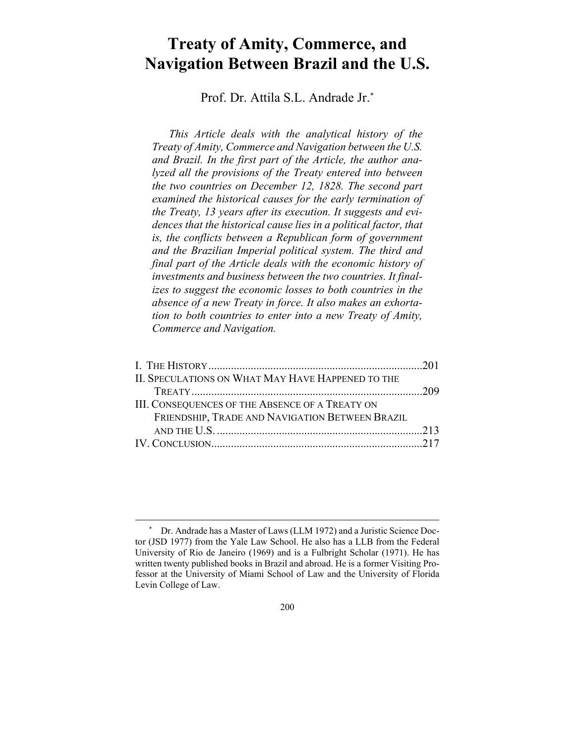# Treaty of Amity, Commerce, and Navigation Between Brazil and the U.S.

Prof. Dr. Attila S.L. Andrade Jr.*

*This Article deals with the analytical history of the Treaty of Amity, Commerce and Navigation between the U.S. and Brazil. In the first part of the Article, the author analyzed all the provisions of the Treaty entered into between the two countries on December 12, 1828. The second part examined the historical causes for the early termination of the Treaty, 13 years after its execution. It suggests and evidences that the historical cause lies in a political factor, that is, the conflicts between a Republican form of government and the Brazilian Imperial political system. The third and final part of the Article deals with the economic history of investments and business between the two countries. It finalizes to suggest the economic losses to both countries in the absence of a new Treaty in force. It also makes an exhortation to both countries to enter into a new Treaty of Amity, Commerce and Navigation.*

I. The History .......... 201
II. Speculations on What May Have Happened to the Treaty .......... 209
III. Consequences of the Absence of a Treaty on Friendship, Trade and Navigation Between Brazil and the U.S. .......... 213
IV. Conclusion .......... 217

---

\* Dr. Andrade has a Master of Laws (LLM 1972) and a Juristic Science Doctor (JSD 1977) from the Yale Law School. He also has a LLB from the Federal University of Rio de Janeiro (1969) and is a Fulbright Scholar (1971). He has written twenty published books in Brazil and abroad. He is a former Visiting Professor at the University of Miami School of Law and the University of Florida Levin College of Law.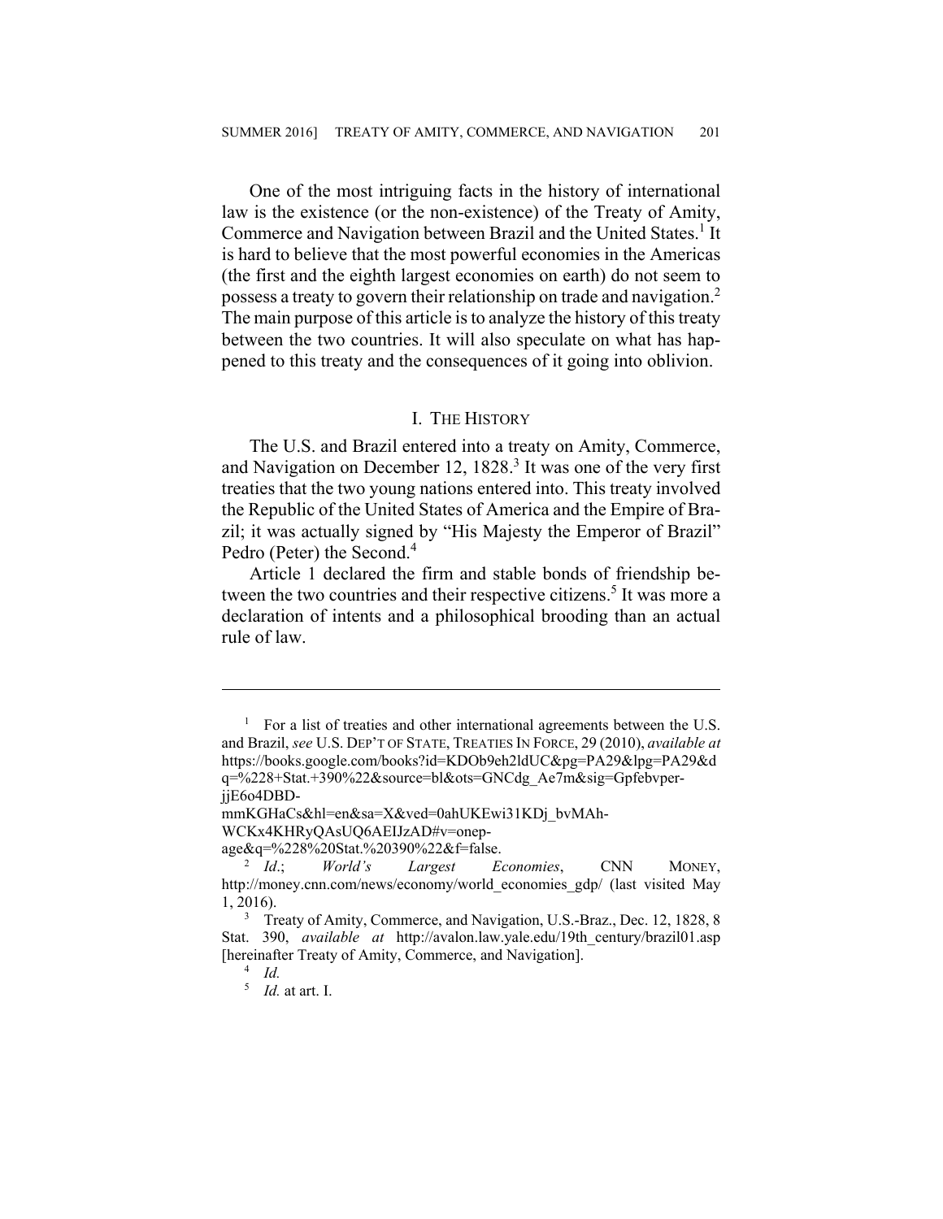One of the most intriguing facts in the history of international law is the existence (or the non-existence) of the Treaty of Amity, Commerce and Navigation between Brazil and the United States.[1] It is hard to believe that the most powerful economies in the Americas (the first and the eighth largest economies on earth) do not seem to possess a treaty to govern their relationship on trade and navigation.[2] The main purpose of this article is to analyze the history of this treaty between the two countries. It will also speculate on what has happened to this treaty and the consequences of it going into oblivion.

## I. The History

The U.S. and Brazil entered into a treaty on Amity, Commerce, and Navigation on December 12, 1828.[3] It was one of the very first treaties that the two young nations entered into. This treaty involved the Republic of the United States of America and the Empire of Brazil; it was actually signed by "His Majesty the Emperor of Brazil" Pedro (Peter) the Second.[4]

Article 1 declared the firm and stable bonds of friendship between the two countries and their respective citizens.[5] It was more a declaration of intents and a philosophical brooding than an actual rule of law.

---

[1] For a list of treaties and other international agreements between the U.S. and Brazil, *see* U.S. Dep't of State, Treaties In Force, 29 (2010), *available at* https://books.google.com/books?id=KDOb9eh2ldUC&pg=PA29&lpg=PA29&dq=%228+Stat.+390%22&source=bl&ots=GNCdg_Ae7m&sig=Gpfebvper-jjE6o4DBD-mmKGHaCs&hl=en&sa=X&ved=0ahUKEwi31KDj_bvMAh-WCKx4KHRyQAsUQ6AEIJzAD#v=onepage&q=%228%20Stat.%20390%22&f=false.

[2] *Id.*; *World's Largest Economies*, CNN Money, http://money.cnn.com/news/economy/world_economies_gdp/ (last visited May 1, 2016).

[3] Treaty of Amity, Commerce, and Navigation, U.S.-Braz., Dec. 12, 1828, 8 Stat. 390, *available at* http://avalon.law.yale.edu/19th_century/brazil01.asp [hereinafter Treaty of Amity, Commerce, and Navigation].

[4] *Id.*

[5] *Id.* at art. I.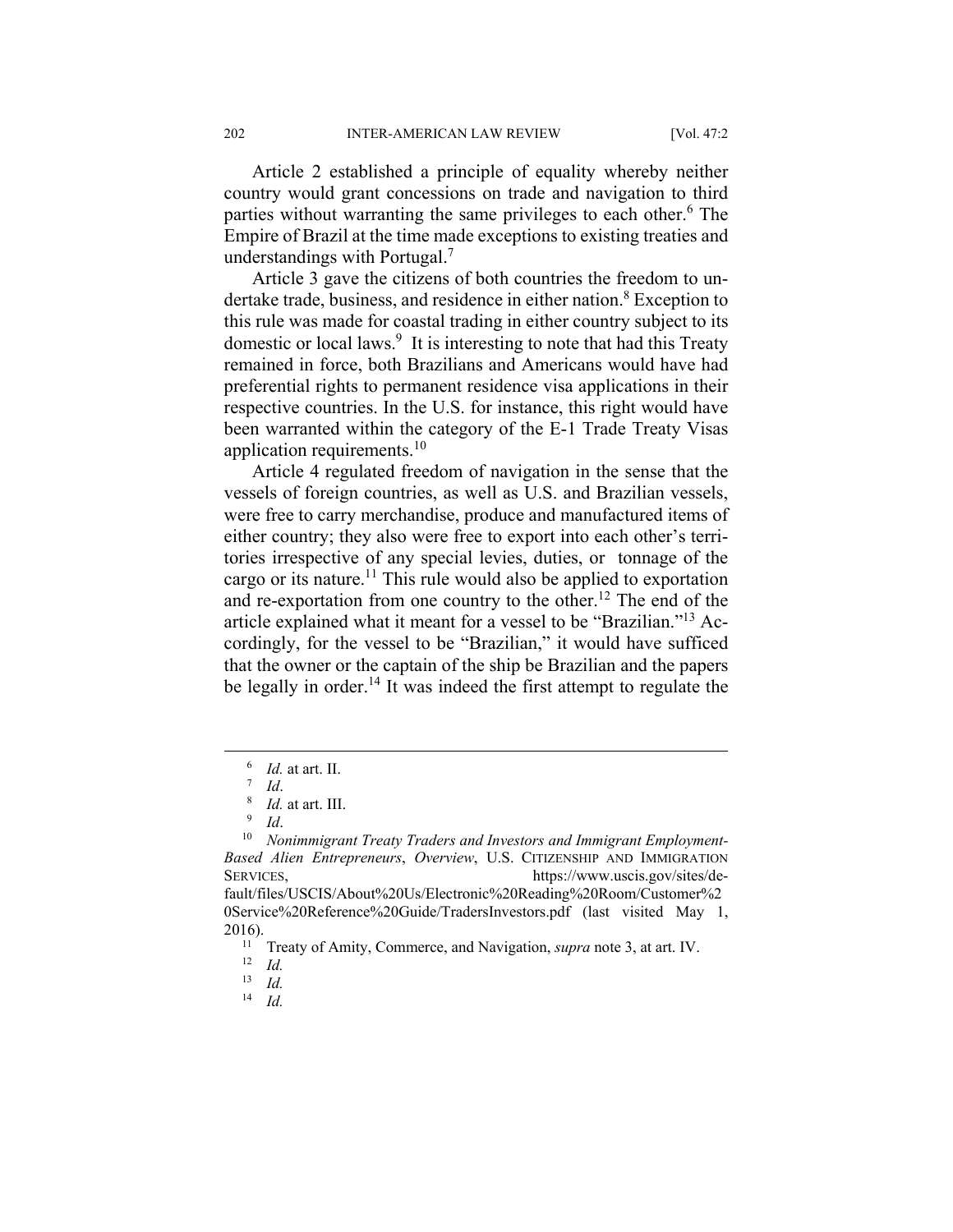Article 2 established a principle of equality whereby neither country would grant concessions on trade and navigation to third parties without warranting the same privileges to each other.[6] The Empire of Brazil at the time made exceptions to existing treaties and understandings with Portugal.[7]

Article 3 gave the citizens of both countries the freedom to undertake trade, business, and residence in either nation.[8] Exception to this rule was made for coastal trading in either country subject to its domestic or local laws.[9] It is interesting to note that had this Treaty remained in force, both Brazilians and Americans would have had preferential rights to permanent residence visa applications in their respective countries. In the U.S. for instance, this right would have been warranted within the category of the E-1 Trade Treaty Visas application requirements.[10]

Article 4 regulated freedom of navigation in the sense that the vessels of foreign countries, as well as U.S. and Brazilian vessels, were free to carry merchandise, produce and manufactured items of either country; they also were free to export into each other's territories irrespective of any special levies, duties, or tonnage of the cargo or its nature.[11] This rule would also be applied to exportation and re-exportation from one country to the other.[12] The end of the article explained what it meant for a vessel to be "Brazilian."[13] Accordingly, for the vessel to be "Brazilian," it would have sufficed that the owner or the captain of the ship be Brazilian and the papers be legally in order.[14] It was indeed the first attempt to regulate the

---

[6] *Id.* at art. II.

[7] *Id*.

[8] *Id.* at art. III.

[9] *Id*.

[10] *Nonimmigrant Treaty Traders and Investors and Immigrant Employment-Based Alien Entrepreneurs*, *Overview*, U.S. CITIZENSHIP AND IMMIGRATION SERVICES, https://www.uscis.gov/sites/default/files/USCIS/About%20Us/Electronic%20Reading%20Room/Customer%20Service%20Reference%20Guide/TradersInvestors.pdf (last visited May 1, 2016).

[11] Treaty of Amity, Commerce, and Navigation, *supra* note 3, at art. IV.

[12] *Id.*

[13] *Id.*

[14] *Id.*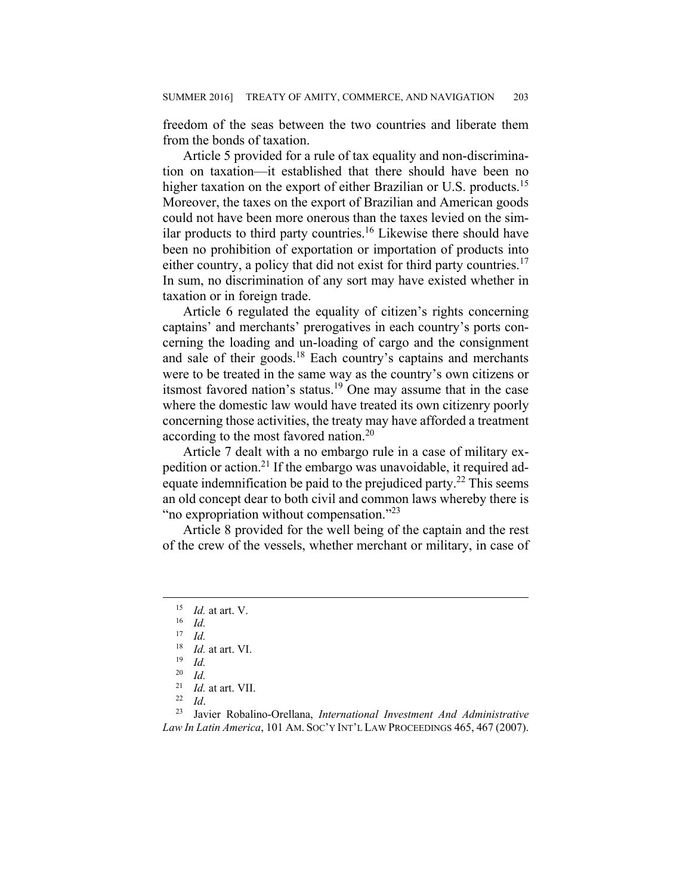freedom of the seas between the two countries and liberate them from the bonds of taxation.

Article 5 provided for a rule of tax equality and non-discrimination on taxation—it established that there should have been no higher taxation on the export of either Brazilian or U.S. products.[15] Moreover, the taxes on the export of Brazilian and American goods could not have been more onerous than the taxes levied on the similar products to third party countries.[16] Likewise there should have been no prohibition of exportation or importation of products into either country, a policy that did not exist for third party countries.[17] In sum, no discrimination of any sort may have existed whether in taxation or in foreign trade.

Article 6 regulated the equality of citizen's rights concerning captains' and merchants' prerogatives in each country's ports concerning the loading and un-loading of cargo and the consignment and sale of their goods.[18] Each country's captains and merchants were to be treated in the same way as the country's own citizens or itsmost favored nation's status.[19] One may assume that in the case where the domestic law would have treated its own citizenry poorly concerning those activities, the treaty may have afforded a treatment according to the most favored nation.[20]

Article 7 dealt with a no embargo rule in a case of military expedition or action.[21] If the embargo was unavoidable, it required adequate indemnification be paid to the prejudiced party.[22] This seems an old concept dear to both civil and common laws whereby there is "no expropriation without compensation."[23]

Article 8 provided for the well being of the captain and the rest of the crew of the vessels, whether merchant or military, in case of

---

[15] *Id.* at art. V.

[16] *Id.*

[17] *Id.*

[18] *Id.* at art. VI.

[19] *Id.*

[20] *Id.*

[21] *Id.* at art. VII.

[22] *Id*.

[23] Javier Robalino-Orellana, *International Investment And Administrative Law In Latin America*, 101 AM. SOC'Y INT'L LAW PROCEEDINGS 465, 467 (2007).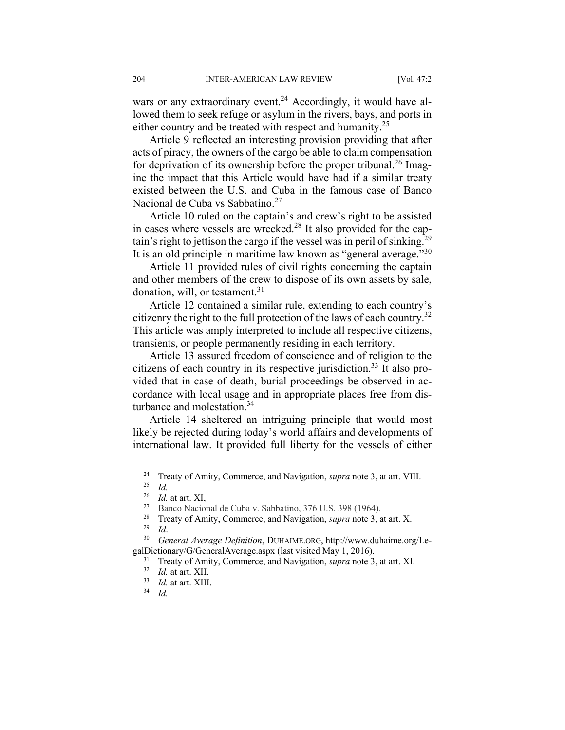wars or any extraordinary event.[24] Accordingly, it would have allowed them to seek refuge or asylum in the rivers, bays, and ports in either country and be treated with respect and humanity.[25]

Article 9 reflected an interesting provision providing that after acts of piracy, the owners of the cargo be able to claim compensation for deprivation of its ownership before the proper tribunal.[26] Imagine the impact that this Article would have had if a similar treaty existed between the U.S. and Cuba in the famous case of Banco Nacional de Cuba vs Sabbatino.[27]

Article 10 ruled on the captain's and crew's right to be assisted in cases where vessels are wrecked.[28] It also provided for the captain's right to jettison the cargo if the vessel was in peril of sinking.[29] It is an old principle in maritime law known as "general average."[30]

Article 11 provided rules of civil rights concerning the captain and other members of the crew to dispose of its own assets by sale, donation, will, or testament.[31]

Article 12 contained a similar rule, extending to each country's citizenry the right to the full protection of the laws of each country.[32] This article was amply interpreted to include all respective citizens, transients, or people permanently residing in each territory.

Article 13 assured freedom of conscience and of religion to the citizens of each country in its respective jurisdiction.[33] It also provided that in case of death, burial proceedings be observed in accordance with local usage and in appropriate places free from disturbance and molestation.[34]

Article 14 sheltered an intriguing principle that would most likely be rejected during today's world affairs and developments of international law. It provided full liberty for the vessels of either

---

[24] Treaty of Amity, Commerce, and Navigation, *supra* note 3, at art. VIII.

[25] *Id.*

[26] *Id.* at art. XI,

[27] Banco Nacional de Cuba v. Sabbatino, 376 U.S. 398 (1964).

[28] Treaty of Amity, Commerce, and Navigation, *supra* note 3, at art. X.

[29] *Id*.

[30] *General Average Definition*, DUHAIME.ORG, http://www.duhaime.org/LegalDictionary/G/GeneralAverage.aspx (last visited May 1, 2016).

[31] Treaty of Amity, Commerce, and Navigation, *supra* note 3, at art. XI.

[32] *Id.* at art. XII.

[33] *Id.* at art. XIII.

[34] *Id.*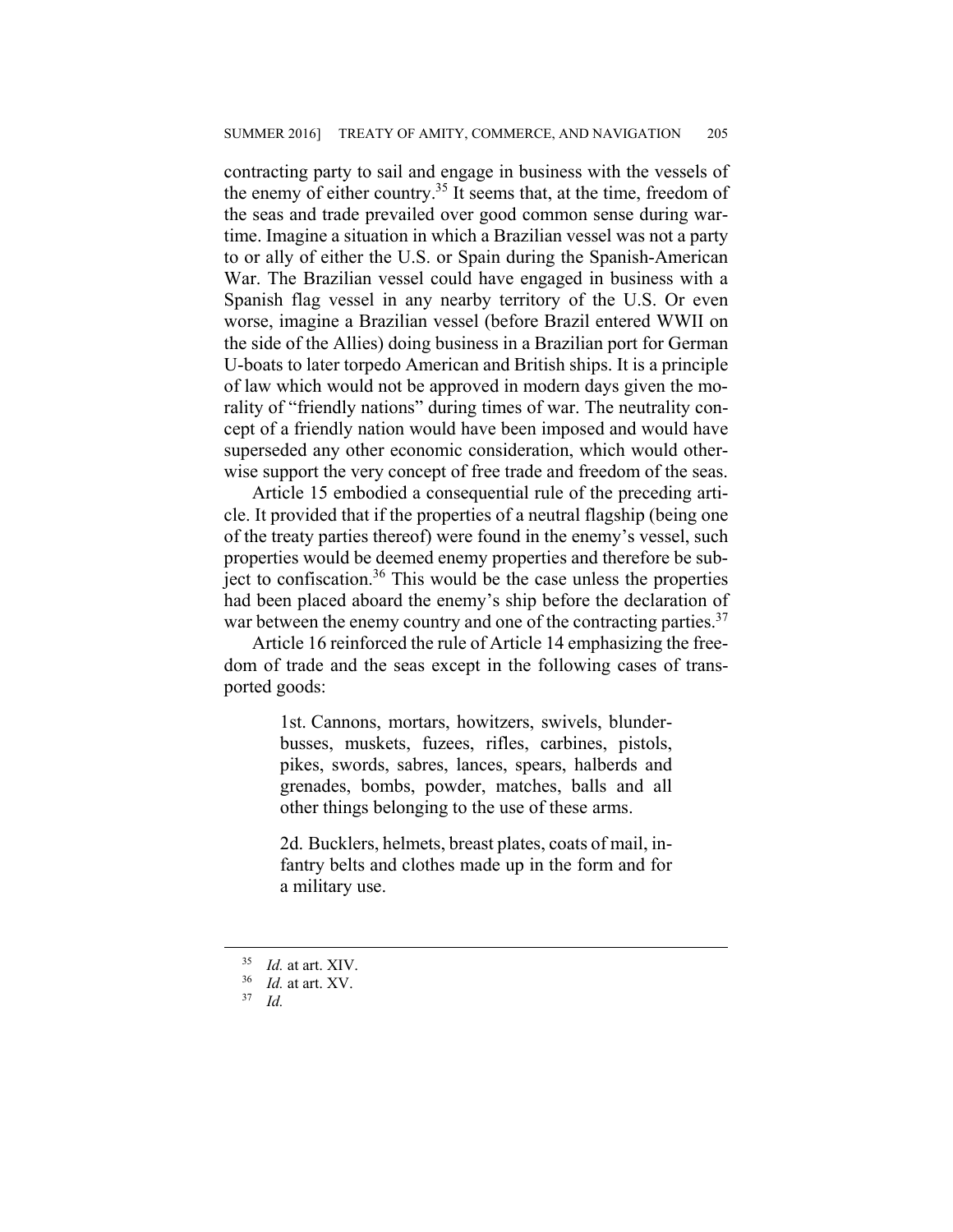contracting party to sail and engage in business with the vessels of the enemy of either country.[35] It seems that, at the time, freedom of the seas and trade prevailed over good common sense during wartime. Imagine a situation in which a Brazilian vessel was not a party to or ally of either the U.S. or Spain during the Spanish-American War. The Brazilian vessel could have engaged in business with a Spanish flag vessel in any nearby territory of the U.S. Or even worse, imagine a Brazilian vessel (before Brazil entered WWII on the side of the Allies) doing business in a Brazilian port for German U-boats to later torpedo American and British ships. It is a principle of law which would not be approved in modern days given the morality of "friendly nations" during times of war. The neutrality concept of a friendly nation would have been imposed and would have superseded any other economic consideration, which would otherwise support the very concept of free trade and freedom of the seas.

Article 15 embodied a consequential rule of the preceding article. It provided that if the properties of a neutral flagship (being one of the treaty parties thereof) were found in the enemy's vessel, such properties would be deemed enemy properties and therefore be subject to confiscation.[36] This would be the case unless the properties had been placed aboard the enemy's ship before the declaration of war between the enemy country and one of the contracting parties.[37]

Article 16 reinforced the rule of Article 14 emphasizing the freedom of trade and the seas except in the following cases of transported goods:

> 1st. Cannons, mortars, howitzers, swivels, blunderbusses, muskets, fuzees, rifles, carbines, pistols, pikes, swords, sabres, lances, spears, halberds and grenades, bombs, powder, matches, balls and all other things belonging to the use of these arms.
>
> 2d. Bucklers, helmets, breast plates, coats of mail, infantry belts and clothes made up in the form and for a military use.

---

[35] *Id.* at art. XIV.

[36] *Id.* at art. XV.

[37] *Id.*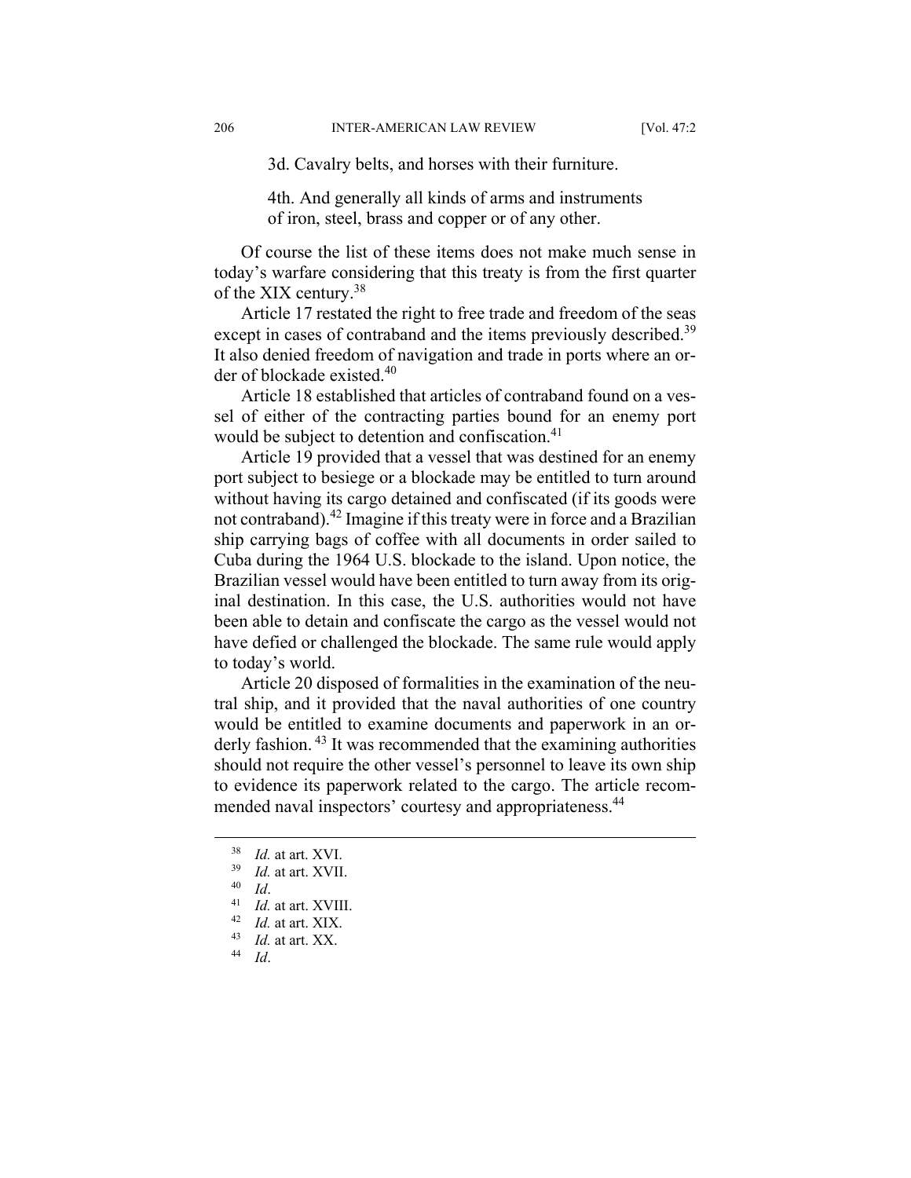3d. Cavalry belts, and horses with their furniture.

4th. And generally all kinds of arms and instruments of iron, steel, brass and copper or of any other.

Of course the list of these items does not make much sense in today's warfare considering that this treaty is from the first quarter of the XIX century.[38]

Article 17 restated the right to free trade and freedom of the seas except in cases of contraband and the items previously described.[39] It also denied freedom of navigation and trade in ports where an order of blockade existed.[40]

Article 18 established that articles of contraband found on a vessel of either of the contracting parties bound for an enemy port would be subject to detention and confiscation.[41]

Article 19 provided that a vessel that was destined for an enemy port subject to besiege or a blockade may be entitled to turn around without having its cargo detained and confiscated (if its goods were not contraband).[42] Imagine if this treaty were in force and a Brazilian ship carrying bags of coffee with all documents in order sailed to Cuba during the 1964 U.S. blockade to the island. Upon notice, the Brazilian vessel would have been entitled to turn away from its original destination. In this case, the U.S. authorities would not have been able to detain and confiscate the cargo as the vessel would not have defied or challenged the blockade. The same rule would apply to today's world.

Article 20 disposed of formalities in the examination of the neutral ship, and it provided that the naval authorities of one country would be entitled to examine documents and paperwork in an orderly fashion.[43] It was recommended that the examining authorities should not require the other vessel's personnel to leave its own ship to evidence its paperwork related to the cargo. The article recommended naval inspectors' courtesy and appropriateness.[44]

---

[38] *Id.* at art. XVI.

[39] *Id.* at art. XVII.

[40] *Id*.

[41] *Id.* at art. XVIII.

[42] *Id.* at art. XIX.

[43] *Id.* at art. XX.

[44] *Id*.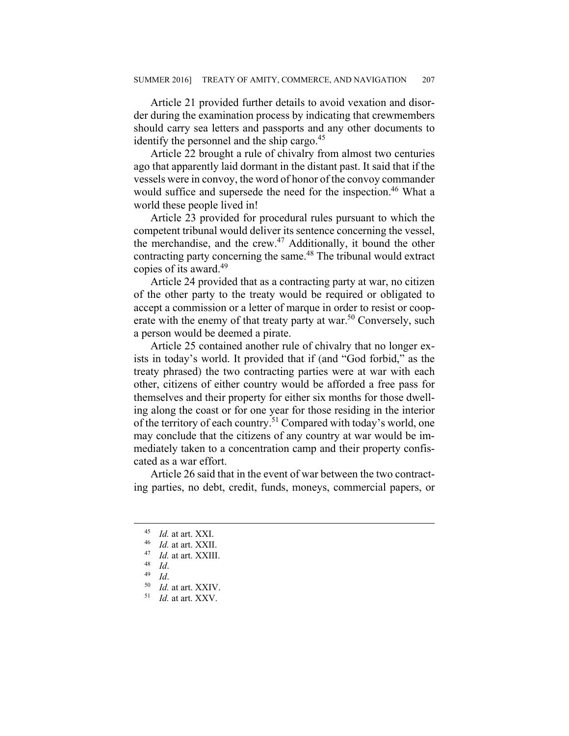Article 21 provided further details to avoid vexation and disorder during the examination process by indicating that crewmembers should carry sea letters and passports and any other documents to identify the personnel and the ship cargo.[45]

Article 22 brought a rule of chivalry from almost two centuries ago that apparently laid dormant in the distant past. It said that if the vessels were in convoy, the word of honor of the convoy commander would suffice and supersede the need for the inspection.[46] What a world these people lived in!

Article 23 provided for procedural rules pursuant to which the competent tribunal would deliver its sentence concerning the vessel, the merchandise, and the crew.[47] Additionally, it bound the other contracting party concerning the same.[48] The tribunal would extract copies of its award.[49]

Article 24 provided that as a contracting party at war, no citizen of the other party to the treaty would be required or obligated to accept a commission or a letter of marque in order to resist or cooperate with the enemy of that treaty party at war.[50] Conversely, such a person would be deemed a pirate.

Article 25 contained another rule of chivalry that no longer exists in today's world. It provided that if (and "God forbid," as the treaty phrased) the two contracting parties were at war with each other, citizens of either country would be afforded a free pass for themselves and their property for either six months for those dwelling along the coast or for one year for those residing in the interior of the territory of each country.[51] Compared with today's world, one may conclude that the citizens of any country at war would be immediately taken to a concentration camp and their property confiscated as a war effort.

Article 26 said that in the event of war between the two contracting parties, no debt, credit, funds, moneys, commercial papers, or

---

[45] *Id.* at art. XXI.

[46] *Id.* at art. XXII.

[47] *Id.* at art. XXIII.

[48] *Id*.

[49] *Id*.

[50] *Id.* at art. XXIV.

[51] *Id.* at art. XXV.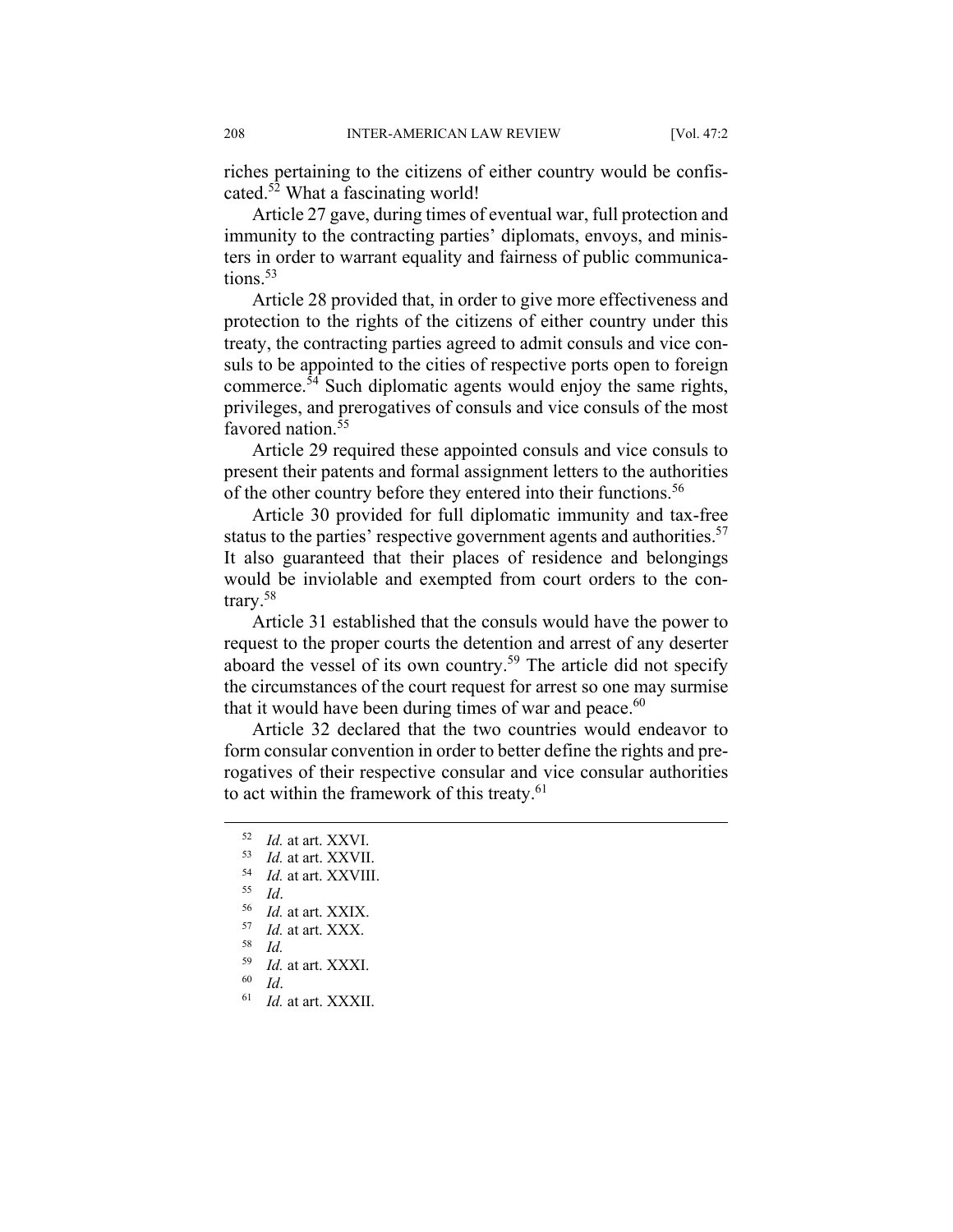riches pertaining to the citizens of either country would be confiscated.[52] What a fascinating world!

Article 27 gave, during times of eventual war, full protection and immunity to the contracting parties' diplomats, envoys, and ministers in order to warrant equality and fairness of public communications.[53]

Article 28 provided that, in order to give more effectiveness and protection to the rights of the citizens of either country under this treaty, the contracting parties agreed to admit consuls and vice consuls to be appointed to the cities of respective ports open to foreign commerce.[54] Such diplomatic agents would enjoy the same rights, privileges, and prerogatives of consuls and vice consuls of the most favored nation.[55]

Article 29 required these appointed consuls and vice consuls to present their patents and formal assignment letters to the authorities of the other country before they entered into their functions.[56]

Article 30 provided for full diplomatic immunity and tax-free status to the parties' respective government agents and authorities.[57] It also guaranteed that their places of residence and belongings would be inviolable and exempted from court orders to the contrary.[58]

Article 31 established that the consuls would have the power to request to the proper courts the detention and arrest of any deserter aboard the vessel of its own country.[59] The article did not specify the circumstances of the court request for arrest so one may surmise that it would have been during times of war and peace.[60]

Article 32 declared that the two countries would endeavor to form consular convention in order to better define the rights and prerogatives of their respective consular and vice consular authorities to act within the framework of this treaty.[61]

---

[52] *Id.* at art. XXVI.
[53] *Id.* at art. XXVII.
[54] *Id.* at art. XXVIII.
[55] *Id*.
[56] *Id.* at art. XXIX.
[57] *Id.* at art. XXX.
[58] *Id.*
[59] *Id.* at art. XXXI.
[60] *Id*.
[61] *Id.* at art. XXXII.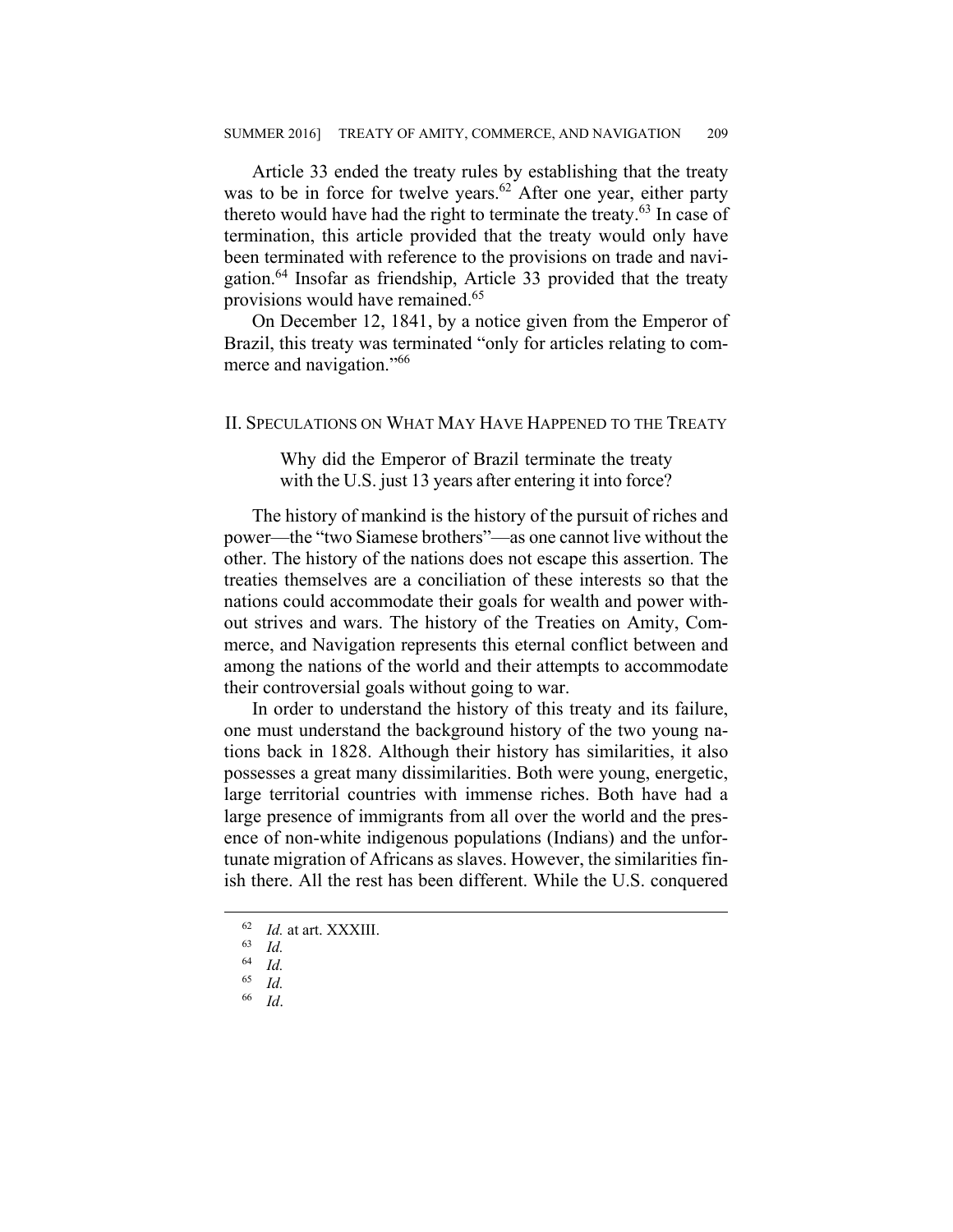Article 33 ended the treaty rules by establishing that the treaty was to be in force for twelve years.[62] After one year, either party thereto would have had the right to terminate the treaty.[63] In case of termination, this article provided that the treaty would only have been terminated with reference to the provisions on trade and navigation.[64] Insofar as friendship, Article 33 provided that the treaty provisions would have remained.[65]

On December 12, 1841, by a notice given from the Emperor of Brazil, this treaty was terminated "only for articles relating to commerce and navigation."[66]

## II. Speculations on What May Have Happened to the Treaty

> Why did the Emperor of Brazil terminate the treaty with the U.S. just 13 years after entering it into force?

The history of mankind is the history of the pursuit of riches and power—the "two Siamese brothers"—as one cannot live without the other. The history of the nations does not escape this assertion. The treaties themselves are a conciliation of these interests so that the nations could accommodate their goals for wealth and power without strives and wars. The history of the Treaties on Amity, Commerce, and Navigation represents this eternal conflict between and among the nations of the world and their attempts to accommodate their controversial goals without going to war.

In order to understand the history of this treaty and its failure, one must understand the background history of the two young nations back in 1828. Although their history has similarities, it also possesses a great many dissimilarities. Both were young, energetic, large territorial countries with immense riches. Both have had a large presence of immigrants from all over the world and the presence of non-white indigenous populations (Indians) and the unfortunate migration of Africans as slaves. However, the similarities finish there. All the rest has been different. While the U.S. conquered

---

[62] *Id.* at art. XXXIII.

[63] *Id.*

[64] *Id.*

[65] *Id.*

[66] *Id*.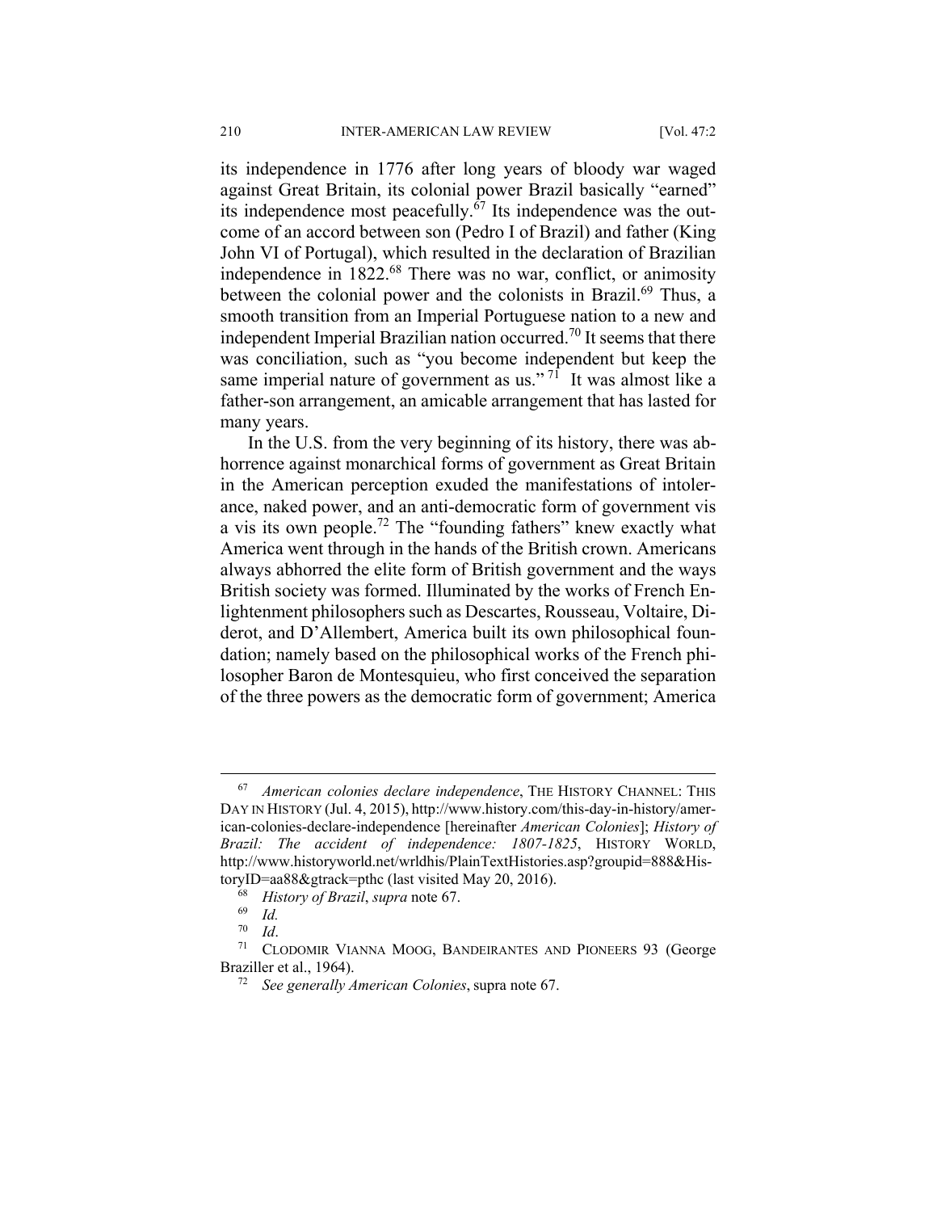its independence in 1776 after long years of bloody war waged against Great Britain, its colonial power Brazil basically "earned" its independence most peacefully.[67] Its independence was the outcome of an accord between son (Pedro I of Brazil) and father (King John VI of Portugal), which resulted in the declaration of Brazilian independence in 1822.[68] There was no war, conflict, or animosity between the colonial power and the colonists in Brazil.[69] Thus, a smooth transition from an Imperial Portuguese nation to a new and independent Imperial Brazilian nation occurred.[70] It seems that there was conciliation, such as "you become independent but keep the same imperial nature of government as us."[71] It was almost like a father-son arrangement, an amicable arrangement that has lasted for many years.

In the U.S. from the very beginning of its history, there was abhorrence against monarchical forms of government as Great Britain in the American perception exuded the manifestations of intolerance, naked power, and an anti-democratic form of government vis a vis its own people.[72] The "founding fathers" knew exactly what America went through in the hands of the British crown. Americans always abhorred the elite form of British government and the ways British society was formed. Illuminated by the works of French Enlightenment philosophers such as Descartes, Rousseau, Voltaire, Diderot, and D'Allembert, America built its own philosophical foundation; namely based on the philosophical works of the French philosopher Baron de Montesquieu, who first conceived the separation of the three powers as the democratic form of government; America

---

[67] *American colonies declare independence*, THE HISTORY CHANNEL: THIS DAY IN HISTORY (Jul. 4, 2015), http://www.history.com/this-day-in-history/american-colonies-declare-independence [hereinafter *American Colonies*]; *History of Brazil: The accident of independence: 1807-1825*, HISTORY WORLD, http://www.historyworld.net/wrldhis/PlainTextHistories.asp?groupid=888&HistoryID=aa88&gtrack=pthc (last visited May 20, 2016).

[68] *History of Brazil*, *supra* note 67.

[69] *Id.*

[70] *Id*.

[71] CLODOMIR VIANNA MOOG, BANDEIRANTES AND PIONEERS 93 (George Braziller et al., 1964).

[72] *See generally American Colonies*, supra note 67.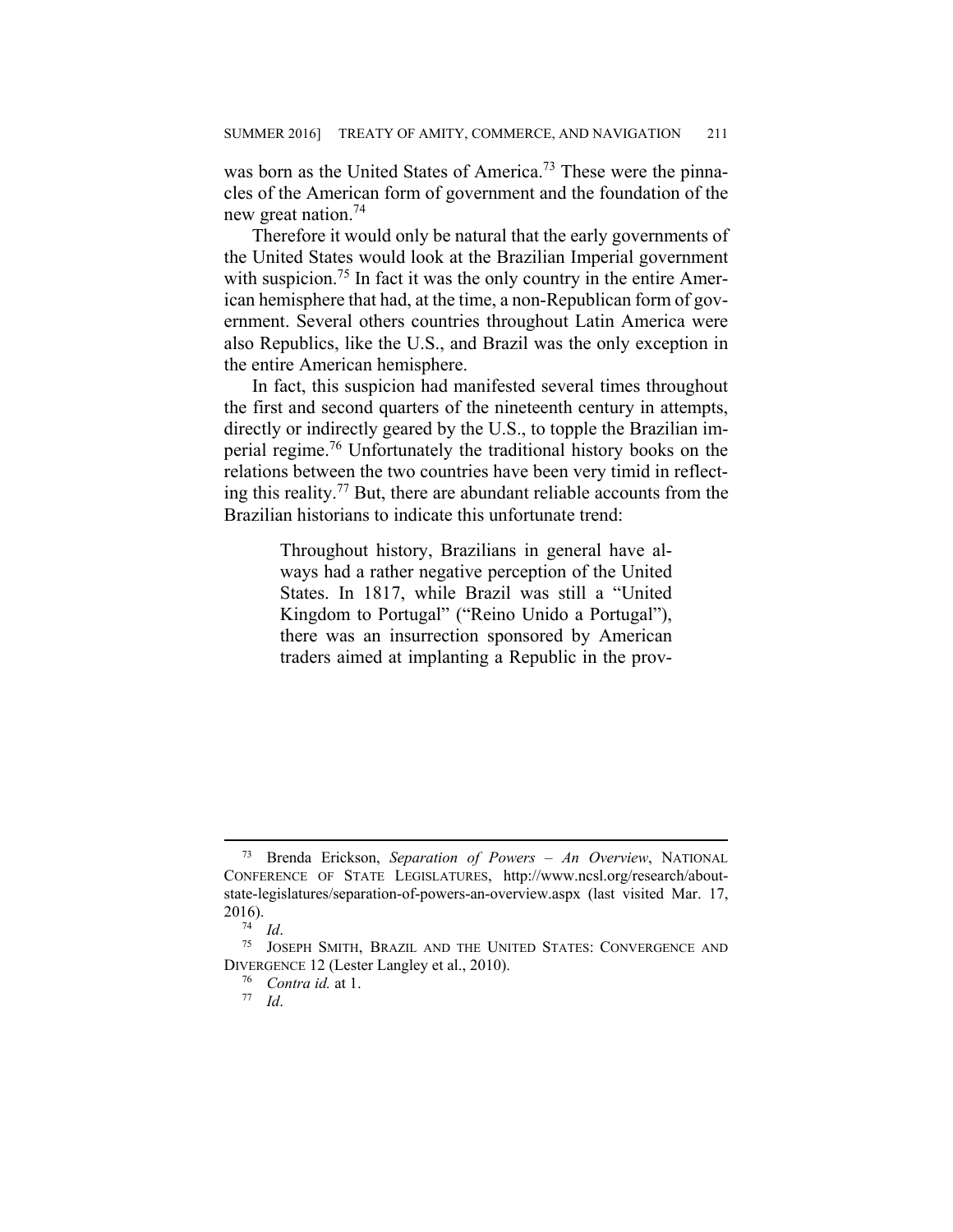was born as the United States of America.[73] These were the pinnacles of the American form of government and the foundation of the new great nation.[74]

Therefore it would only be natural that the early governments of the United States would look at the Brazilian Imperial government with suspicion.[75] In fact it was the only country in the entire American hemisphere that had, at the time, a non-Republican form of government. Several others countries throughout Latin America were also Republics, like the U.S., and Brazil was the only exception in the entire American hemisphere.

In fact, this suspicion had manifested several times throughout the first and second quarters of the nineteenth century in attempts, directly or indirectly geared by the U.S., to topple the Brazilian imperial regime.[76] Unfortunately the traditional history books on the relations between the two countries have been very timid in reflecting this reality.[77] But, there are abundant reliable accounts from the Brazilian historians to indicate this unfortunate trend:

> Throughout history, Brazilians in general have always had a rather negative perception of the United States. In 1817, while Brazil was still a "United Kingdom to Portugal" ("Reino Unido a Portugal"), there was an insurrection sponsored by American traders aimed at implanting a Republic in the prov-

---

[73] Brenda Erickson, *Separation of Powers – An Overview*, NATIONAL CONFERENCE OF STATE LEGISLATURES, http://www.ncsl.org/research/about-state-legislatures/separation-of-powers-an-overview.aspx (last visited Mar. 17, 2016).

[74] *Id*.

[75] JOSEPH SMITH, BRAZIL AND THE UNITED STATES: CONVERGENCE AND DIVERGENCE 12 (Lester Langley et al., 2010).

[76] *Contra id.* at 1.

[77] *Id*.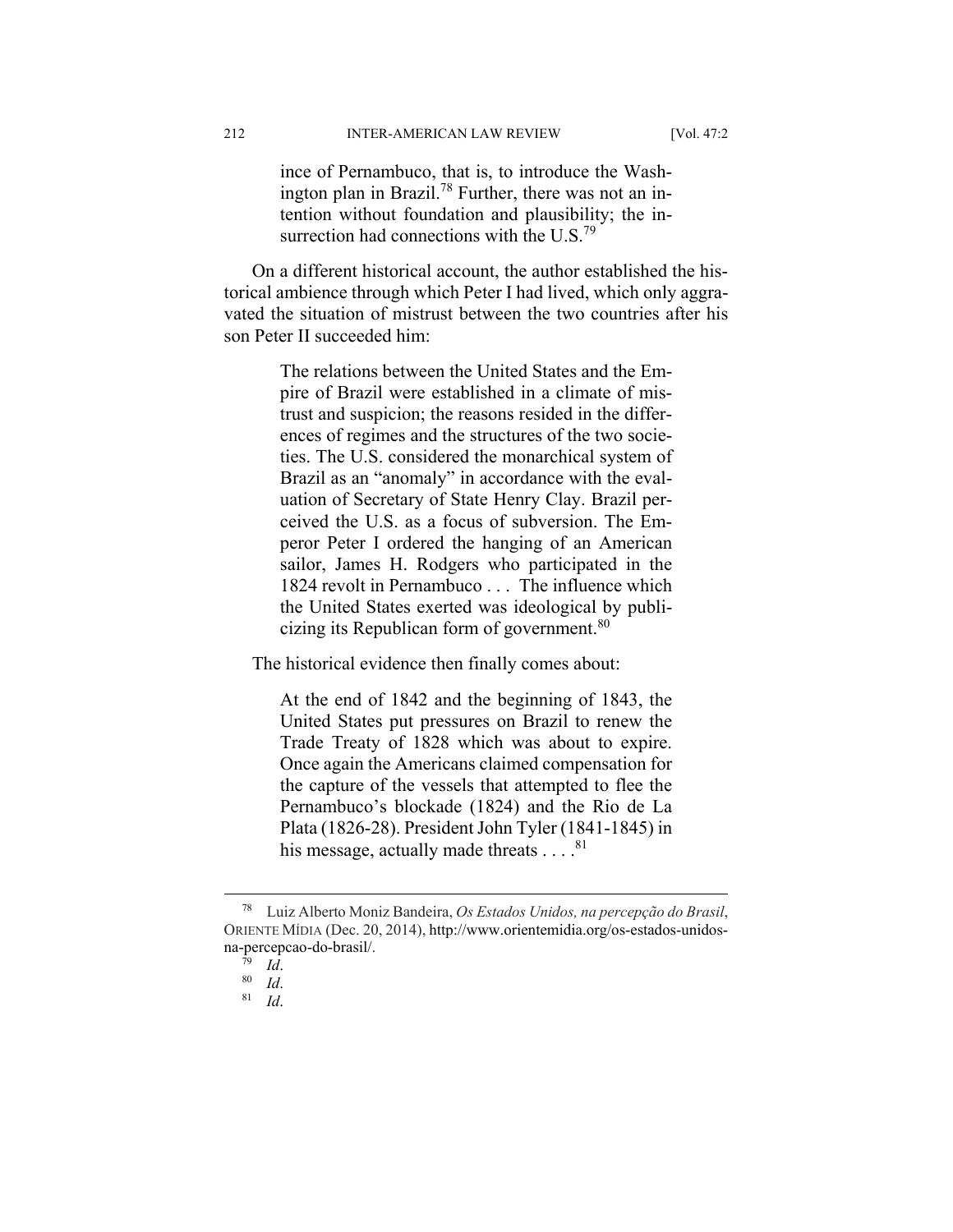> ince of Pernambuco, that is, to introduce the Washington plan in Brazil.[78] Further, there was not an intention without foundation and plausibility; the insurrection had connections with the U.S.[79]

On a different historical account, the author established the historical ambience through which Peter I had lived, which only aggravated the situation of mistrust between the two countries after his son Peter II succeeded him:

> The relations between the United States and the Empire of Brazil were established in a climate of mistrust and suspicion; the reasons resided in the differences of regimes and the structures of the two societies. The U.S. considered the monarchical system of Brazil as an "anomaly" in accordance with the evaluation of Secretary of State Henry Clay. Brazil perceived the U.S. as a focus of subversion. The Emperor Peter I ordered the hanging of an American sailor, James H. Rodgers who participated in the 1824 revolt in Pernambuco . . . The influence which the United States exerted was ideological by publicizing its Republican form of government.[80]

The historical evidence then finally comes about:

> At the end of 1842 and the beginning of 1843, the United States put pressures on Brazil to renew the Trade Treaty of 1828 which was about to expire. Once again the Americans claimed compensation for the capture of the vessels that attempted to flee the Pernambuco's blockade (1824) and the Rio de La Plata (1826-28). President John Tyler (1841-1845) in his message, actually made threats . . . .[81]

---

[78] Luiz Alberto Moniz Bandeira, *Os Estados Unidos, na percepção do Brasil*, ORIENTE MÍDIA (Dec. 20, 2014), http://www.orientemidia.org/os-estados-unidos-na-percepcao-do-brasil/.

[79] *Id*.

[80] *Id*.

[81] *Id*.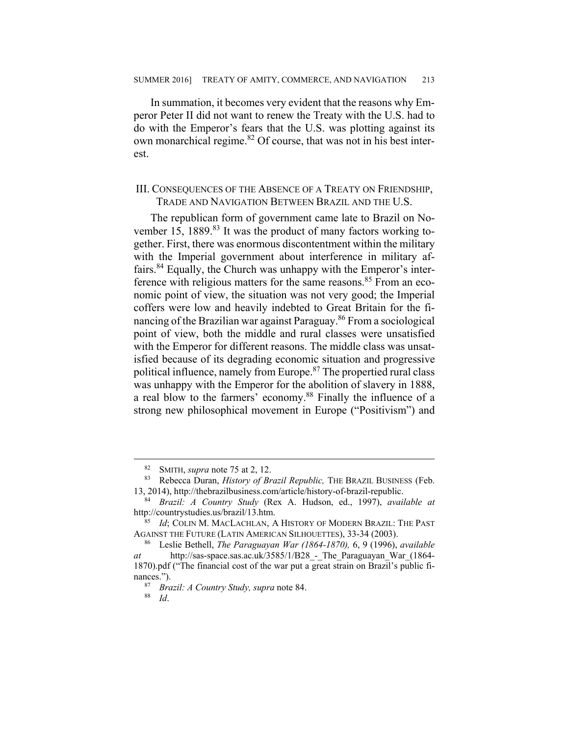In summation, it becomes very evident that the reasons why Emperor Peter II did not want to renew the Treaty with the U.S. had to do with the Emperor's fears that the U.S. was plotting against its own monarchical regime.[82] Of course, that was not in his best interest.

## III. Consequences of the Absence of a Treaty on Friendship, Trade and Navigation Between Brazil and the U.S.

The republican form of government came late to Brazil on November 15, 1889.[83] It was the product of many factors working together. First, there was enormous discontentment within the military with the Imperial government about interference in military affairs.[84] Equally, the Church was unhappy with the Emperor's interference with religious matters for the same reasons.[85] From an economic point of view, the situation was not very good; the Imperial coffers were low and heavily indebted to Great Britain for the financing of the Brazilian war against Paraguay.[86] From a sociological point of view, both the middle and rural classes were unsatisfied with the Emperor for different reasons. The middle class was unsatisfied because of its degrading economic situation and progressive political influence, namely from Europe.[87] The propertied rural class was unhappy with the Emperor for the abolition of slavery in 1888, a real blow to the farmers' economy.[88] Finally the influence of a strong new philosophical movement in Europe ("Positivism") and

---

[82] SMITH, *supra* note 75 at 2, 12.

[83] Rebecca Duran, *History of Brazil Republic,* THE BRAZIL BUSINESS (Feb. 13, 2014), http://thebrazilbusiness.com/article/history-of-brazil-republic.

[84] *Brazil: A Country Study* (Rex A. Hudson, ed., 1997), *available at* http://countrystudies.us/brazil/13.htm.

[85] *Id*; COLIN M. MACLACHLAN, A HISTORY OF MODERN BRAZIL: THE PAST AGAINST THE FUTURE (LATIN AMERICAN SILHOUETTES), 33-34 (2003).

[86] Leslie Bethell, *The Paraguayan War (1864-1870),* 6, 9 (1996), *available at* http://sas-space.sas.ac.uk/3585/1/B28_-_The_Paraguayan_War_(1864-1870).pdf ("The financial cost of the war put a great strain on Brazil's public finances.").

[87] *Brazil: A Country Study, supra* note 84.

[88] *Id*.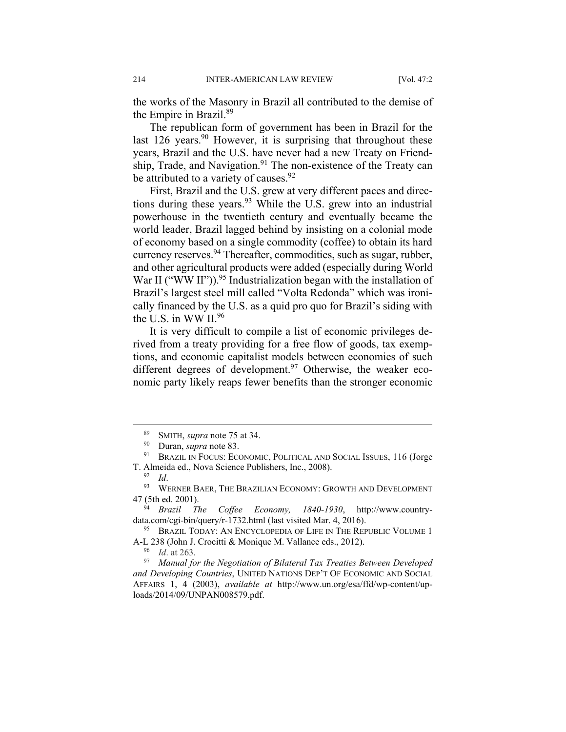the works of the Masonry in Brazil all contributed to the demise of the Empire in Brazil.[89]

The republican form of government has been in Brazil for the last 126 years.[90] However, it is surprising that throughout these years, Brazil and the U.S. have never had a new Treaty on Friendship, Trade, and Navigation.[91] The non-existence of the Treaty can be attributed to a variety of causes.[92]

First, Brazil and the U.S. grew at very different paces and directions during these years.[93] While the U.S. grew into an industrial powerhouse in the twentieth century and eventually became the world leader, Brazil lagged behind by insisting on a colonial mode of economy based on a single commodity (coffee) to obtain its hard currency reserves.[94] Thereafter, commodities, such as sugar, rubber, and other agricultural products were added (especially during World War II ("WW II")).[95] Industrialization began with the installation of Brazil's largest steel mill called "Volta Redonda" which was ironically financed by the U.S. as a quid pro quo for Brazil's siding with the U.S. in WW II.[96]

It is very difficult to compile a list of economic privileges derived from a treaty providing for a free flow of goods, tax exemptions, and economic capitalist models between economies of such different degrees of development.[97] Otherwise, the weaker economic party likely reaps fewer benefits than the stronger economic

---

[89] SMITH, *supra* note 75 at 34.

[90] Duran, *supra* note 83.

[91] BRAZIL IN FOCUS: ECONOMIC, POLITICAL AND SOCIAL ISSUES, 116 (Jorge T. Almeida ed., Nova Science Publishers, Inc., 2008).

[92] *Id*.

[93] WERNER BAER, THE BRAZILIAN ECONOMY: GROWTH AND DEVELOPMENT 47 (5th ed. 2001).

[94] *Brazil The Coffee Economy, 1840-1930*, http://www.country-data.com/cgi-bin/query/r-1732.html (last visited Mar. 4, 2016).

[95] BRAZIL TODAY: AN ENCYCLOPEDIA OF LIFE IN THE REPUBLIC VOLUME 1 A-L 238 (John J. Crocitti & Monique M. Vallance eds., 2012).

[96] *Id*. at 263.

[97] *Manual for the Negotiation of Bilateral Tax Treaties Between Developed and Developing Countries*, UNITED NATIONS DEP'T OF ECONOMIC AND SOCIAL AFFAIRS 1, 4 (2003), *available at* http://www.un.org/esa/ffd/wp-content/uploads/2014/09/UNPAN008579.pdf.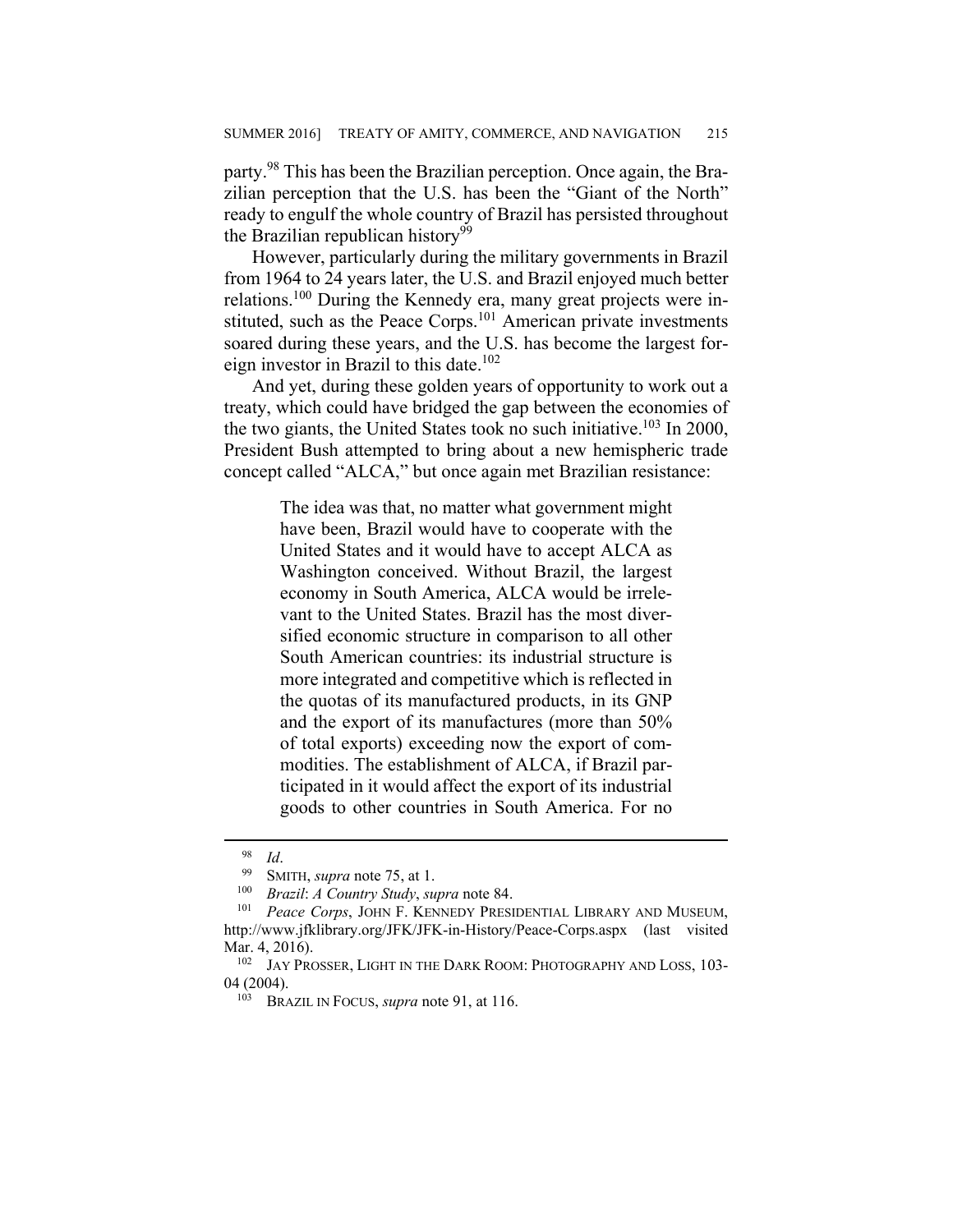party.[98] This has been the Brazilian perception. Once again, the Brazilian perception that the U.S. has been the "Giant of the North" ready to engulf the whole country of Brazil has persisted throughout the Brazilian republican history[99]

However, particularly during the military governments in Brazil from 1964 to 24 years later, the U.S. and Brazil enjoyed much better relations.[100] During the Kennedy era, many great projects were instituted, such as the Peace Corps.[101] American private investments soared during these years, and the U.S. has become the largest foreign investor in Brazil to this date.[102]

And yet, during these golden years of opportunity to work out a treaty, which could have bridged the gap between the economies of the two giants, the United States took no such initiative.[103] In 2000, President Bush attempted to bring about a new hemispheric trade concept called "ALCA," but once again met Brazilian resistance:

> The idea was that, no matter what government might have been, Brazil would have to cooperate with the United States and it would have to accept ALCA as Washington conceived. Without Brazil, the largest economy in South America, ALCA would be irrelevant to the United States. Brazil has the most diversified economic structure in comparison to all other South American countries: its industrial structure is more integrated and competitive which is reflected in the quotas of its manufactured products, in its GNP and the export of its manufactures (more than 50% of total exports) exceeding now the export of commodities. The establishment of ALCA, if Brazil participated in it would affect the export of its industrial goods to other countries in South America. For no

---

[98] *Id*.

[99] SMITH, *supra* note 75, at 1.

[100] *Brazil*: *A Country Study*, *supra* note 84.

[101] *Peace Corps*, JOHN F. KENNEDY PRESIDENTIAL LIBRARY AND MUSEUM, http://www.jfklibrary.org/JFK/JFK-in-History/Peace-Corps.aspx (last visited Mar. 4, 2016).

[102] JAY PROSSER, LIGHT IN THE DARK ROOM: PHOTOGRAPHY AND LOSS, 103-04 (2004).

[103] BRAZIL IN FOCUS, *supra* note 91, at 116.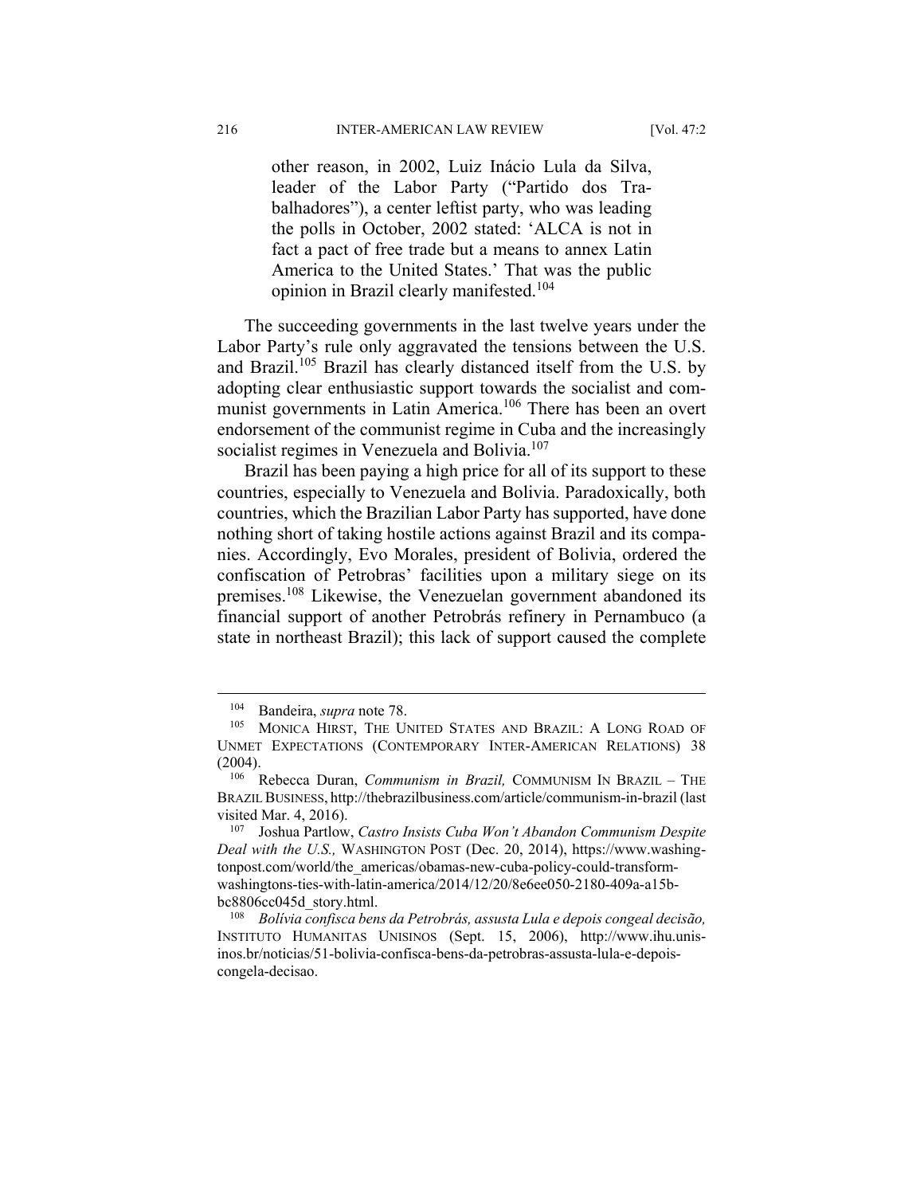> other reason, in 2002, Luiz Inácio Lula da Silva, leader of the Labor Party ("Partido dos Trabalhadores"), a center leftist party, who was leading the polls in October, 2002 stated: 'ALCA is not in fact a pact of free trade but a means to annex Latin America to the United States.' That was the public opinion in Brazil clearly manifested.[104]

The succeeding governments in the last twelve years under the Labor Party's rule only aggravated the tensions between the U.S. and Brazil.[105] Brazil has clearly distanced itself from the U.S. by adopting clear enthusiastic support towards the socialist and communist governments in Latin America.[106] There has been an overt endorsement of the communist regime in Cuba and the increasingly socialist regimes in Venezuela and Bolivia.[107]

Brazil has been paying a high price for all of its support to these countries, especially to Venezuela and Bolivia. Paradoxically, both countries, which the Brazilian Labor Party has supported, have done nothing short of taking hostile actions against Brazil and its companies. Accordingly, Evo Morales, president of Bolivia, ordered the confiscation of Petrobras' facilities upon a military siege on its premises.[108] Likewise, the Venezuelan government abandoned its financial support of another Petrobrás refinery in Pernambuco (a state in northeast Brazil); this lack of support caused the complete

---

[104] Bandeira, *supra* note 78.

[105] MONICA HIRST, THE UNITED STATES AND BRAZIL: A LONG ROAD OF UNMET EXPECTATIONS (CONTEMPORARY INTER-AMERICAN RELATIONS) 38 (2004).

[106] Rebecca Duran, *Communism in Brazil,* COMMUNISM IN BRAZIL – THE BRAZIL BUSINESS, http://thebrazilbusiness.com/article/communism-in-brazil (last visited Mar. 4, 2016).

[107] Joshua Partlow, *Castro Insists Cuba Won't Abandon Communism Despite Deal with the U.S.,* WASHINGTON POST (Dec. 20, 2014), https://www.washingtonpost.com/world/the_americas/obamas-new-cuba-policy-could-transform-washingtons-ties-with-latin-america/2014/12/20/8e6ee050-2180-409a-a15b-bc8806cc045d_story.html.

[108] *Bolívia confisca bens da Petrobrás, assusta Lula e depois congeal decisão,* INSTITUTO HUMANITAS UNISINOS (Sept. 15, 2006), http://www.ihu.unisinos.br/noticias/51-bolivia-confisca-bens-da-petrobras-assusta-lula-e-depois-congela-decisao.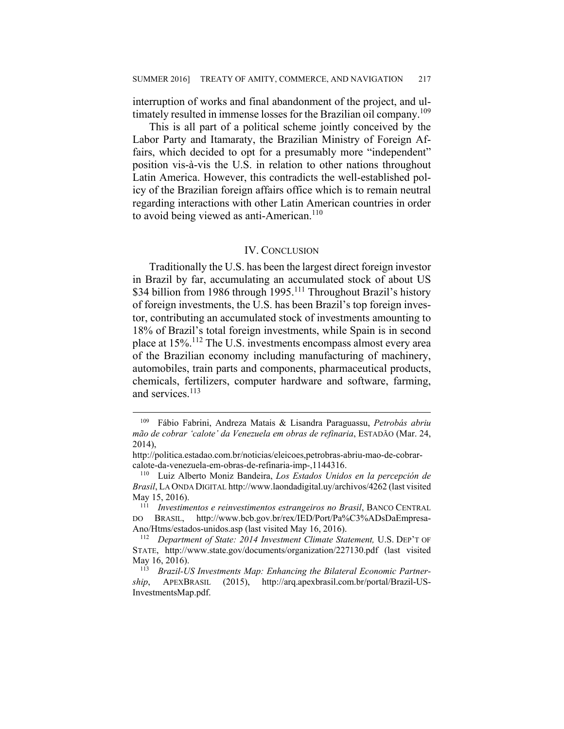interruption of works and final abandonment of the project, and ultimately resulted in immense losses for the Brazilian oil company.[109]

This is all part of a political scheme jointly conceived by the Labor Party and Itamaraty, the Brazilian Ministry of Foreign Affairs, which decided to opt for a presumably more "independent" position vis-à-vis the U.S. in relation to other nations throughout Latin America. However, this contradicts the well-established policy of the Brazilian foreign affairs office which is to remain neutral regarding interactions with other Latin American countries in order to avoid being viewed as anti-American.[110]

## IV. CONCLUSION

Traditionally the U.S. has been the largest direct foreign investor in Brazil by far, accumulating an accumulated stock of about US $34 billion from 1986 through 1995.[111] Throughout Brazil's history of foreign investments, the U.S. has been Brazil's top foreign investor, contributing an accumulated stock of investments amounting to 18% of Brazil's total foreign investments, while Spain is in second place at 15%.[112] The U.S. investments encompass almost every area of the Brazilian economy including manufacturing of machinery, automobiles, train parts and components, pharmaceutical products, chemicals, fertilizers, computer hardware and software, farming, and services.[113]

---

[109] Fábio Fabrini, Andreza Matais & Lisandra Paraguassu, *Petrobás abriu mão de cobrar 'calote' da Venezuela em obras de refinaria*, ESTADÃO (Mar. 24, 2014), http://politica.estadao.com.br/noticias/eleicoes,petrobras-abriu-mao-de-cobrar-calote-da-venezuela-em-obras-de-refinaria-imp-,1144316.

[110] Luiz Alberto Moniz Bandeira, *Los Estados Unidos en la percepción de Brasil*, LA ONDA DIGITAL http://www.laondadigital.uy/archivos/4262 (last visited May 15, 2016).

[111] *Investimentos e reinvestimentos estrangeiros no Brasil*, BANCO CENTRAL DO BRASIL, http://www.bcb.gov.br/rex/IED/Port/Pa%C3%ADsDaEmpresa-Ano/Htms/estados-unidos.asp (last visited May 16, 2016).

[112] *Department of State: 2014 Investment Climate Statement,* U.S. DEP'T OF STATE, http://www.state.gov/documents/organization/227130.pdf (last visited May 16, 2016).

[113] *Brazil-US Investments Map: Enhancing the Bilateral Economic Partnership*, APEXBRASIL (2015), http://arq.apexbrasil.com.br/portal/Brazil-US-InvestmentsMap.pdf.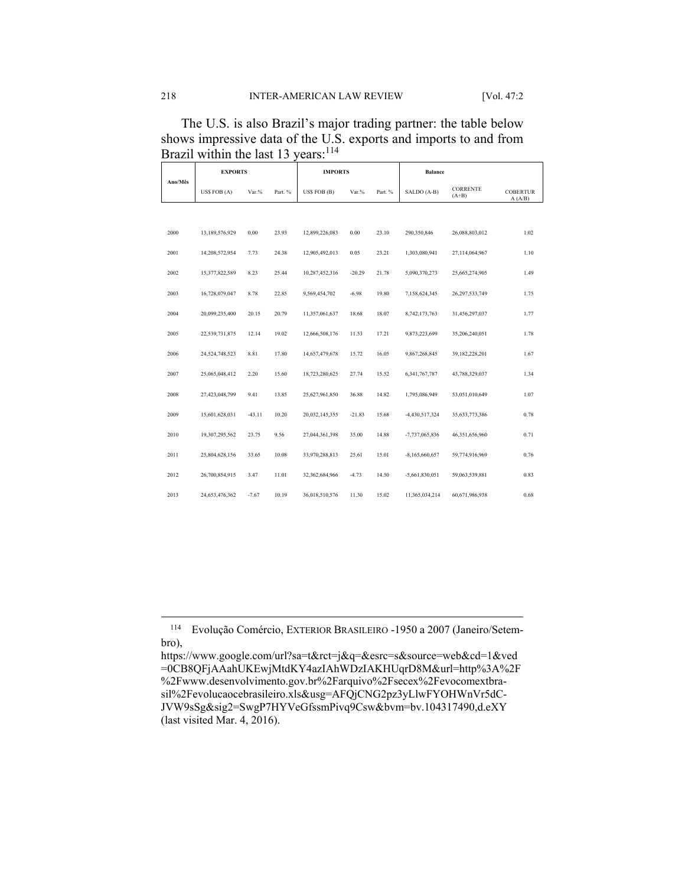The U.S. is also Brazil's major trading partner: the table below shows impressive data of the U.S. exports and imports to and from Brazil within the last 13 years:[114]

| Ano/Mês | EXPORTS | | | IMPORTS | | | Balance | | |
|---|---|---|---|---|---|---|---|---|---|
| | US$ FOB (A) | Var.% | Part. % | US$ FOB (B) | Var.% | Part. % | SALDO (A-B) | CORRENTE (A+B) | COBERTURA (A/B) |
| 2000 | 13,189,576,929 | 0.00 | 23.93 | 12,899,226,083 | 0.00 | 23.10 | 290,350,846 | 26,088,803,012 | 1.02 |
| 2001 | 14,208,572,954 | 7.73 | 24.38 | 12,905,492,013 | 0.05 | 23.21 | 1,303,080,941 | 27,114,064,967 | 1.10 |
| 2002 | 15,377,822,589 | 8.23 | 25.44 | 10,287,452,316 | -20.29 | 21.78 | 5,090,370,273 | 25,665,274,905 | 1.49 |
| 2003 | 16,728,079,047 | 8.78 | 22.85 | 9,569,454,702 | -6.98 | 19.80 | 7,158,624,345 | 26,297,533,749 | 1.75 |
| 2004 | 20,099,235,400 | 20.15 | 20.79 | 11,357,061,637 | 18.68 | 18.07 | 8,742,173,763 | 31,456,297,037 | 1.77 |
| 2005 | 22,539,731,875 | 12.14 | 19.02 | 12,666,508,176 | 11.53 | 17.21 | 9,873,223,699 | 35,206,240,051 | 1.78 |
| 2006 | 24,524,748,523 | 8.81 | 17.80 | 14,657,479,678 | 15.72 | 16.05 | 9,867,268,845 | 39,182,228,201 | 1.67 |
| 2007 | 25,065,048,412 | 2.20 | 15.60 | 18,723,280,625 | 27.74 | 15.52 | 6,341,767,787 | 43,788,329,037 | 1.34 |
| 2008 | 27,423,048,799 | 9.41 | 13.85 | 25,627,961,850 | 36.88 | 14.82 | 1,795,086,949 | 53,051,010,649 | 1.07 |
| 2009 | 15,601,628,031 | -43.11 | 10.20 | 20,032,145,355 | -21.83 | 15.68 | -4,430,517,324 | 35,633,773,386 | 0.78 |
| 2010 | 19,307,295,562 | 23.75 | 9.56 | 27,044,361,398 | 35.00 | 14.88 | -7,737,065,836 | 46,351,656,960 | 0.71 |
| 2011 | 25,804,628,156 | 33.65 | 10.08 | 33,970,288,813 | 25.61 | 15.01 | -8,165,660,657 | 59,774,916,969 | 0.76 |
| 2012 | 26,700,854,915 | 3.47 | 11.01 | 32,362,684,966 | -4.73 | 14.50 | -5,661,830,051 | 59,063,539,881 | 0.83 |
| 2013 | 24,653,476,362 | -7.67 | 10.19 | 36,018,510,576 | 11.30 | 15.02 | 11,365,034,214 | 60,671,986,938 | 0.68 |

---

[114] Evolução Comércio, EXTERIOR BRASILEIRO -1950 a 2007 (Janeiro/Setembro), https://www.google.com/url?sa=t&rct=j&q=&esrc=s&source=web&cd=1&ved=0CB8QFjAAahUKEwjMtdKY4azIAhWDzIAKHUqrD8M&url=http%3A%2F%2Fwww.desenvolvimento.gov.br%2Farquivo%2Fsecex%2Fevocomextbrasil%2Fevolucaocebrasileiro.xls&usg=AFQjCNG2pz3yLlwFYOHWnVr5dC-JVW9sSg&sig2=SwgP7HYVeGfssmPivq9Csw&bvm=bv.104317490,d.eXY (last visited Mar. 4, 2016).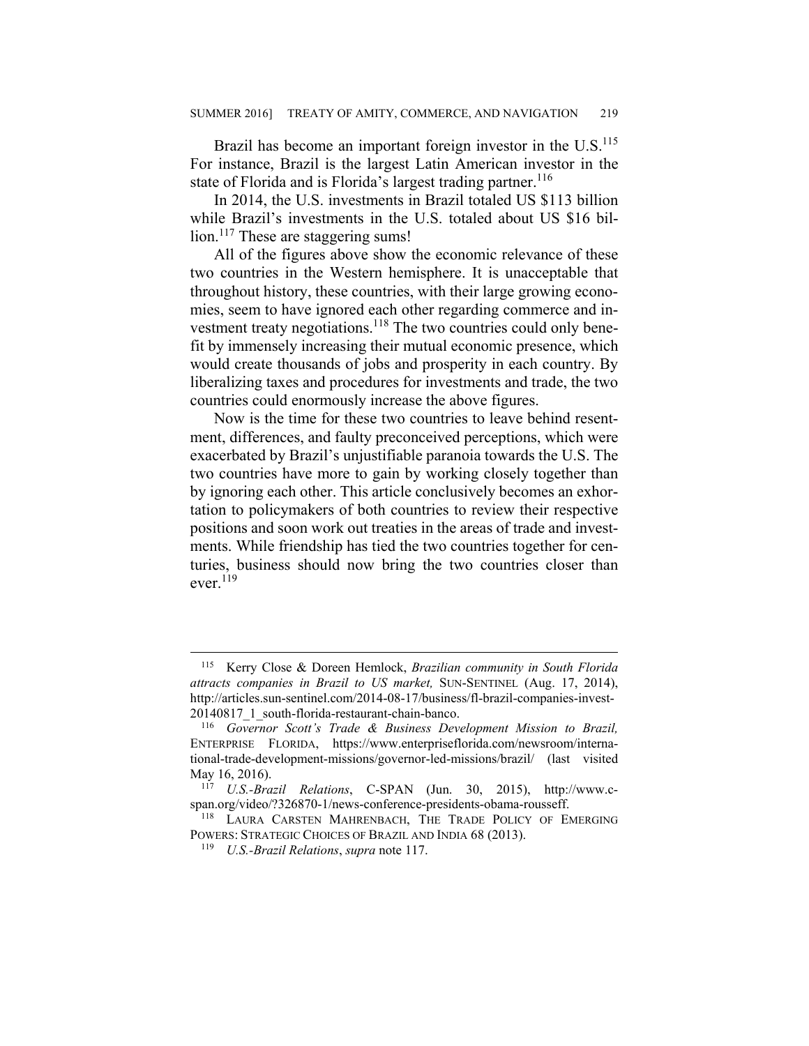Brazil has become an important foreign investor in the U.S.[115] For instance, Brazil is the largest Latin American investor in the state of Florida and is Florida's largest trading partner.[116]

In 2014, the U.S. investments in Brazil totaled US $113 billion while Brazil's investments in the U.S. totaled about US $16 billion.[117] These are staggering sums!

All of the figures above show the economic relevance of these two countries in the Western hemisphere. It is unacceptable that throughout history, these countries, with their large growing economies, seem to have ignored each other regarding commerce and investment treaty negotiations.[118] The two countries could only benefit by immensely increasing their mutual economic presence, which would create thousands of jobs and prosperity in each country. By liberalizing taxes and procedures for investments and trade, the two countries could enormously increase the above figures.

Now is the time for these two countries to leave behind resentment, differences, and faulty preconceived perceptions, which were exacerbated by Brazil's unjustifiable paranoia towards the U.S. The two countries have more to gain by working closely together than by ignoring each other. This article conclusively becomes an exhortation to policymakers of both countries to review their respective positions and soon work out treaties in the areas of trade and investments. While friendship has tied the two countries together for centuries, business should now bring the two countries closer than ever.[119]

---

[115] Kerry Close & Doreen Hemlock, *Brazilian community in South Florida attracts companies in Brazil to US market,* SUN-SENTINEL (Aug. 17, 2014), http://articles.sun-sentinel.com/2014-08-17/business/fl-brazil-companies-invest-20140817_1_south-florida-restaurant-chain-banco.

[116] *Governor Scott's Trade & Business Development Mission to Brazil,* ENTERPRISE FLORIDA, https://www.enterpriseflorida.com/newsroom/international-trade-development-missions/governor-led-missions/brazil/ (last visited May 16, 2016).

[117] *U.S.-Brazil Relations*, C-SPAN (Jun. 30, 2015), http://www.c-span.org/video/?326870-1/news-conference-presidents-obama-rousseff.

[118] LAURA CARSTEN MAHRENBACH, THE TRADE POLICY OF EMERGING POWERS: STRATEGIC CHOICES OF BRAZIL AND INDIA 68 (2013).

[119] *U.S.-Brazil Relations*, *supra* note 117.